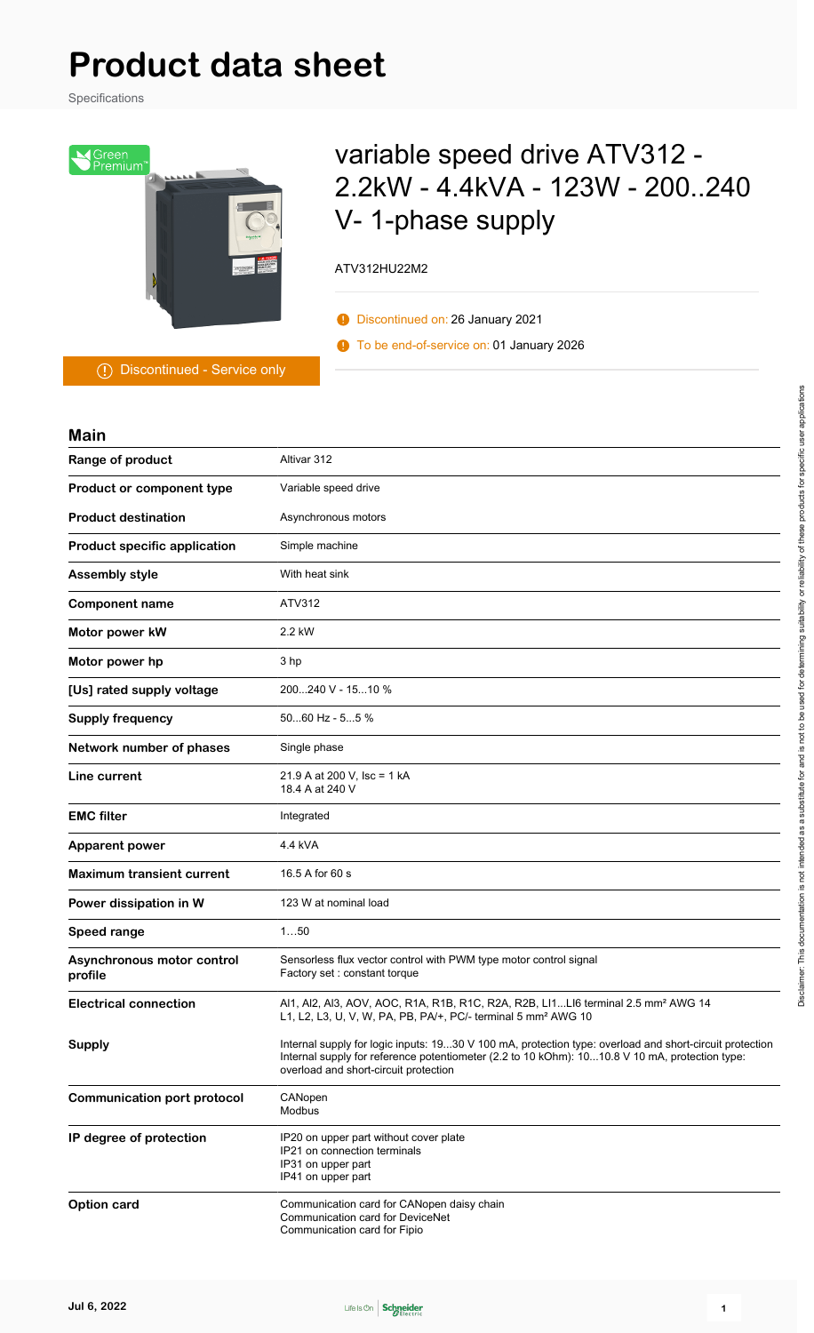# Product data sheet

Specifications

## variable speed drive ATV312 - 2.2kW - 4.4kVA - 123W - 200..240 V- 1-phase supply

ATV312HU22M2

- Discontinued on: 26 January 2021
- To be end-of-service on: 01 January 2026

Discontinued - Service only

### Main

| | |
|---|---|
| **Range of product** | Altivar 312 |
| **Product or component type** | Variable speed drive |
| **Product destination** | Asynchronous motors |
| **Product specific application** | Simple machine |
| **Assembly style** | With heat sink |
| **Component name** | ATV312 |
| **Motor power kW** | 2.2 kW |
| **Motor power hp** | 3 hp |
| **[Us] rated supply voltage** | 200...240 V - 15...10 % |
| **Supply frequency** | 50...60 Hz - 5...5 % |
| **Network number of phases** | Single phase |
| **Line current** | 21.9 A at 200 V, Isc = 1 kA<br>18.4 A at 240 V |
| **EMC filter** | Integrated |
| **Apparent power** | 4.4 kVA |
| **Maximum transient current** | 16.5 A for 60 s |
| **Power dissipation in W** | 123 W at nominal load |
| **Speed range** | 1…50 |
| **Asynchronous motor control profile** | Sensorless flux vector control with PWM type motor control signal<br>Factory set : constant torque |
| **Electrical connection** | AI1, AI2, AI3, AOV, AOC, R1A, R1B, R1C, R2A, R2B, LI1...LI6 terminal 2.5 mm² AWG 14<br>L1, L2, L3, U, V, W, PA, PB, PA/+, PC/- terminal 5 mm² AWG 10 |
| **Supply** | Internal supply for logic inputs: 19...30 V 100 mA, protection type: overload and short-circuit protection<br>Internal supply for reference potentiometer (2.2 to 10 kOhm): 10...10.8 V 10 mA, protection type: overload and short-circuit protection |
| **Communication port protocol** | CANopen<br>Modbus |
| **IP degree of protection** | IP20 on upper part without cover plate<br>IP21 on connection terminals<br>IP31 on upper part<br>IP41 on upper part |
| **Option card** | Communication card for CANopen daisy chain<br>Communication card for DeviceNet<br>Communication card for Fipio |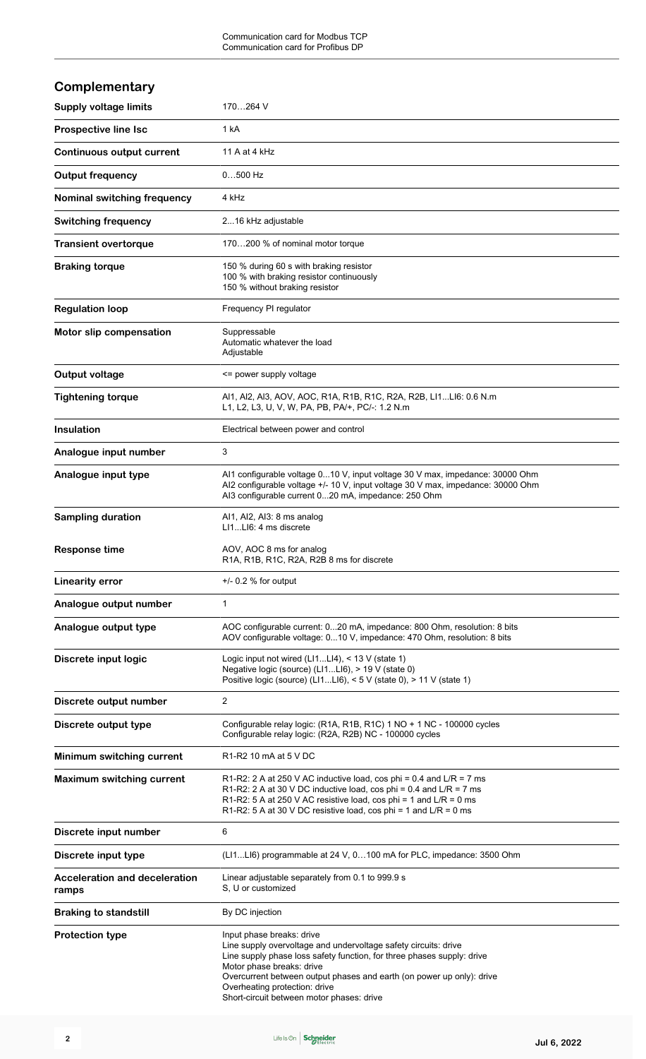Communication card for Modbus TCP
Communication card for Profibus DP

## Complementary

| | |
|---|---|
| **Supply voltage limits** | 170…264 V |
| **Prospective line Isc** | 1 kA |
| **Continuous output current** | 11 A at 4 kHz |
| **Output frequency** | 0…500 Hz |
| **Nominal switching frequency** | 4 kHz |
| **Switching frequency** | 2...16 kHz adjustable |
| **Transient overtorque** | 170…200 % of nominal motor torque |
| **Braking torque** | 150 % during 60 s with braking resistor<br>100 % with braking resistor continuously<br>150 % without braking resistor |
| **Regulation loop** | Frequency PI regulator |
| **Motor slip compensation** | Suppressable<br>Automatic whatever the load<br>Adjustable |
| **Output voltage** | <= power supply voltage |
| **Tightening torque** | AI1, AI2, AI3, AOV, AOC, R1A, R1B, R1C, R2A, R2B, LI1...LI6: 0.6 N.m<br>L1, L2, L3, U, V, W, PA, PB, PA/+, PC/-: 1.2 N.m |
| **Insulation** | Electrical between power and control |
| **Analogue input number** | 3 |
| **Analogue input type** | AI1 configurable voltage 0...10 V, input voltage 30 V max, impedance: 30000 Ohm<br>AI2 configurable voltage +/- 10 V, input voltage 30 V max, impedance: 30000 Ohm<br>AI3 configurable current 0...20 mA, impedance: 250 Ohm |
| **Sampling duration** | AI1, AI2, AI3: 8 ms analog<br>LI1...LI6: 4 ms discrete |
| **Response time** | AOV, AOC 8 ms for analog<br>R1A, R1B, R1C, R2A, R2B 8 ms for discrete |
| **Linearity error** | +/- 0.2 % for output |
| **Analogue output number** | 1 |
| **Analogue output type** | AOC configurable current: 0...20 mA, impedance: 800 Ohm, resolution: 8 bits<br>AOV configurable voltage: 0...10 V, impedance: 470 Ohm, resolution: 8 bits |
| **Discrete input logic** | Logic input not wired (LI1...LI4), < 13 V (state 1)<br>Negative logic (source) (LI1...LI6), > 19 V (state 0)<br>Positive logic (source) (LI1...LI6), < 5 V (state 0), > 11 V (state 1) |
| **Discrete output number** | 2 |
| **Discrete output type** | Configurable relay logic: (R1A, R1B, R1C) 1 NO + 1 NC - 100000 cycles<br>Configurable relay logic: (R2A, R2B) NC - 100000 cycles |
| **Minimum switching current** | R1-R2 10 mA at 5 V DC |
| **Maximum switching current** | R1-R2: 2 A at 250 V AC inductive load, cos phi = 0.4 and L/R = 7 ms<br>R1-R2: 2 A at 30 V DC inductive load, cos phi = 0.4 and L/R = 7 ms<br>R1-R2: 5 A at 250 V AC resistive load, cos phi = 1 and L/R = 0 ms<br>R1-R2: 5 A at 30 V DC resistive load, cos phi = 1 and L/R = 0 ms |
| **Discrete input number** | 6 |
| **Discrete input type** | (LI1...LI6) programmable at 24 V, 0…100 mA for PLC, impedance: 3500 Ohm |
| **Acceleration and deceleration ramps** | Linear adjustable separately from 0.1 to 999.9 s<br>S, U or customized |
| **Braking to standstill** | By DC injection |
| **Protection type** | Input phase breaks: drive<br>Line supply overvoltage and undervoltage safety circuits: drive<br>Line supply phase loss safety function, for three phases supply: drive<br>Motor phase breaks: drive<br>Overcurrent between output phases and earth (on power up only): drive<br>Overheating protection: drive<br>Short-circuit between motor phases: drive |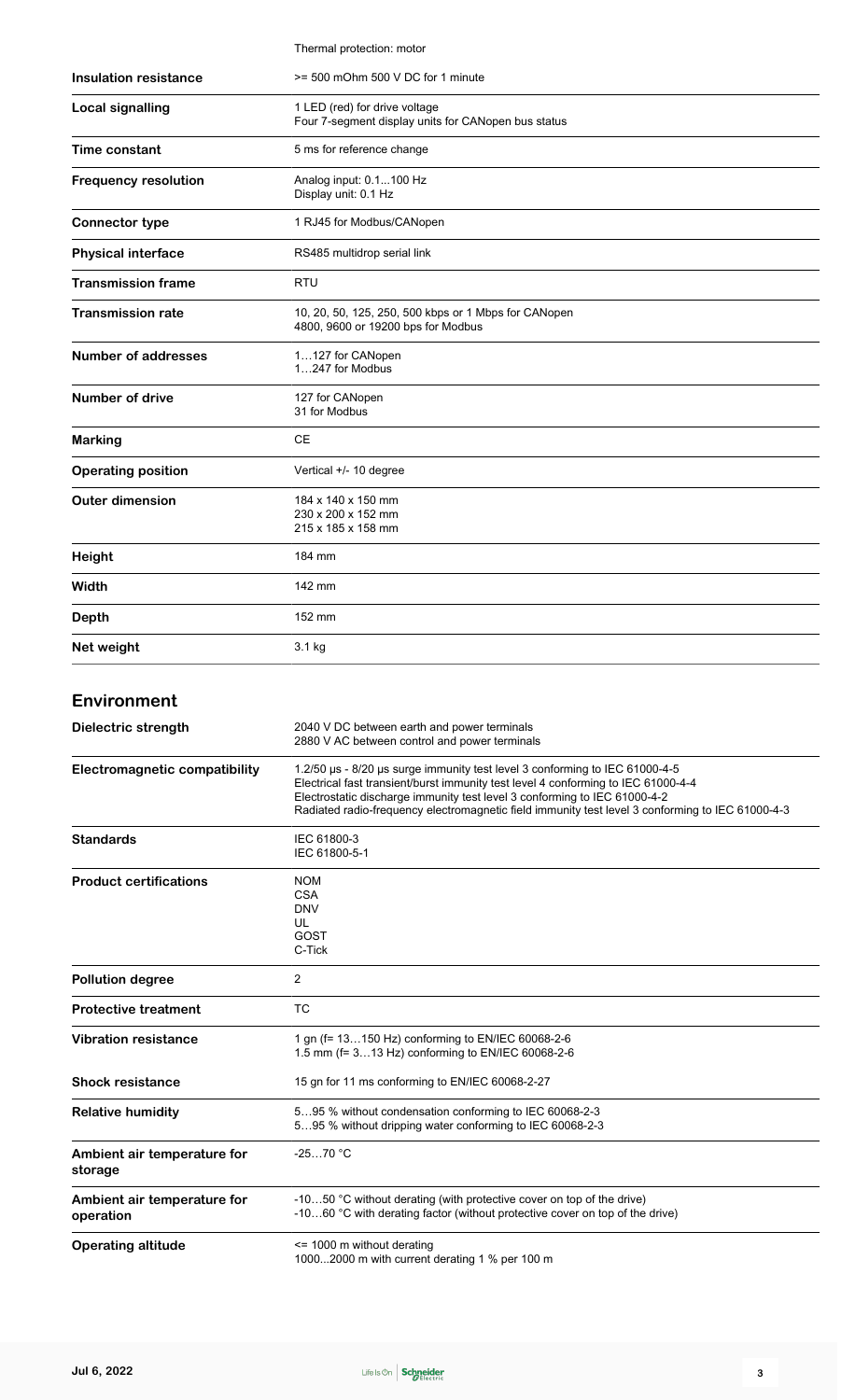| | |
|---|---|
| | Thermal protection: motor |
| **Insulation resistance** | >= 500 mOhm 500 V DC for 1 minute |
| **Local signalling** | 1 LED (red) for drive voltage<br>Four 7-segment display units for CANopen bus status |
| **Time constant** | 5 ms for reference change |
| **Frequency resolution** | Analog input: 0.1...100 Hz<br>Display unit: 0.1 Hz |
| **Connector type** | 1 RJ45 for Modbus/CANopen |
| **Physical interface** | RS485 multidrop serial link |
| **Transmission frame** | RTU |
| **Transmission rate** | 10, 20, 50, 125, 250, 500 kbps or 1 Mbps for CANopen<br>4800, 9600 or 19200 bps for Modbus |
| **Number of addresses** | 1…127 for CANopen<br>1…247 for Modbus |
| **Number of drive** | 127 for CANopen<br>31 for Modbus |
| **Marking** | CE |
| **Operating position** | Vertical +/- 10 degree |
| **Outer dimension** | 184 x 140 x 150 mm<br>230 x 200 x 152 mm<br>215 x 185 x 158 mm |
| **Height** | 184 mm |
| **Width** | 142 mm |
| **Depth** | 152 mm |
| **Net weight** | 3.1 kg |

## Environment

| | |
|---|---|
| **Dielectric strength** | 2040 V DC between earth and power terminals<br>2880 V AC between control and power terminals |
| **Electromagnetic compatibility** | 1.2/50 µs - 8/20 µs surge immunity test level 3 conforming to IEC 61000-4-5<br>Electrical fast transient/burst immunity test level 4 conforming to IEC 61000-4-4<br>Electrostatic discharge immunity test level 3 conforming to IEC 61000-4-2<br>Radiated radio-frequency electromagnetic field immunity test level 3 conforming to IEC 61000-4-3 |
| **Standards** | IEC 61800-3<br>IEC 61800-5-1 |
| **Product certifications** | NOM<br>CSA<br>DNV<br>UL<br>GOST<br>C-Tick |
| **Pollution degree** | 2 |
| **Protective treatment** | TC |
| **Vibration resistance** | 1 gn (f= 13…150 Hz) conforming to EN/IEC 60068-2-6<br>1.5 mm (f= 3…13 Hz) conforming to EN/IEC 60068-2-6 |
| **Shock resistance** | 15 gn for 11 ms conforming to EN/IEC 60068-2-27 |
| **Relative humidity** | 5…95 % without condensation conforming to IEC 60068-2-3<br>5…95 % without dripping water conforming to IEC 60068-2-3 |
| **Ambient air temperature for storage** | -25…70 °C |
| **Ambient air temperature for operation** | -10…50 °C without derating (with protective cover on top of the drive)<br>-10…60 °C with derating factor (without protective cover on top of the drive) |
| **Operating altitude** | <= 1000 m without derating<br>1000...2000 m with current derating 1 % per 100 m |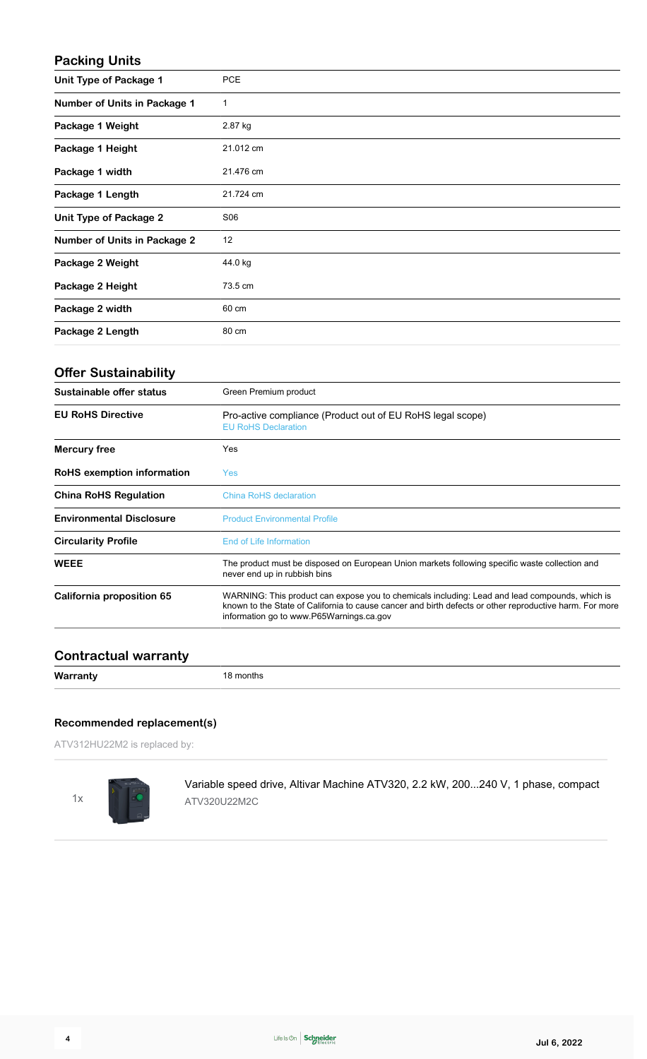## Packing Units

| | |
|---|---|
| **Unit Type of Package 1** | PCE |
| **Number of Units in Package 1** | 1 |
| **Package 1 Weight** | 2.87 kg |
| **Package 1 Height** | 21.012 cm |
| **Package 1 width** | 21.476 cm |
| **Package 1 Length** | 21.724 cm |
| **Unit Type of Package 2** | S06 |
| **Number of Units in Package 2** | 12 |
| **Package 2 Weight** | 44.0 kg |
| **Package 2 Height** | 73.5 cm |
| **Package 2 width** | 60 cm |
| **Package 2 Length** | 80 cm |

## Offer Sustainability

| | |
|---|---|
| **Sustainable offer status** | Green Premium product |
| **EU RoHS Directive** | Pro-active compliance (Product out of EU RoHS legal scope)<br>EU RoHS Declaration |
| **Mercury free** | Yes |
| **RoHS exemption information** | Yes |
| **China RoHS Regulation** | China RoHS declaration |
| **Environmental Disclosure** | Product Environmental Profile |
| **Circularity Profile** | End of Life Information |
| **WEEE** | The product must be disposed on European Union markets following specific waste collection and never end up in rubbish bins |
| **California proposition 65** | WARNING: This product can expose you to chemicals including: Lead and lead compounds, which is known to the State of California to cause cancer and birth defects or other reproductive harm. For more information go to www.P65Warnings.ca.gov |

## Contractual warranty

| | |
|---|---|
| **Warranty** | 18 months |

### Recommended replacement(s)

ATV312HU22M2 is replaced by:

1x Variable speed drive, Altivar Machine ATV320, 2.2 kW, 200...240 V, 1 phase, compact
ATV320U22M2C